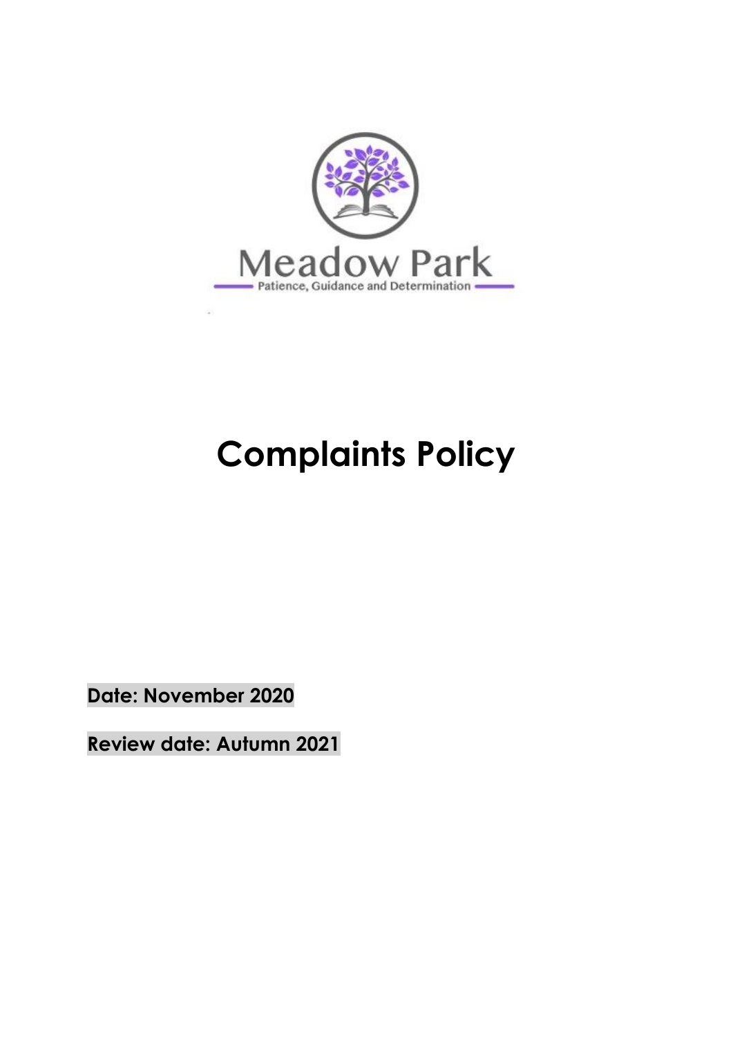Meadow Park

Patience, Guidance and Determination

# Complaints Policy

**Date: November 2020**

**Review date: Autumn 2021**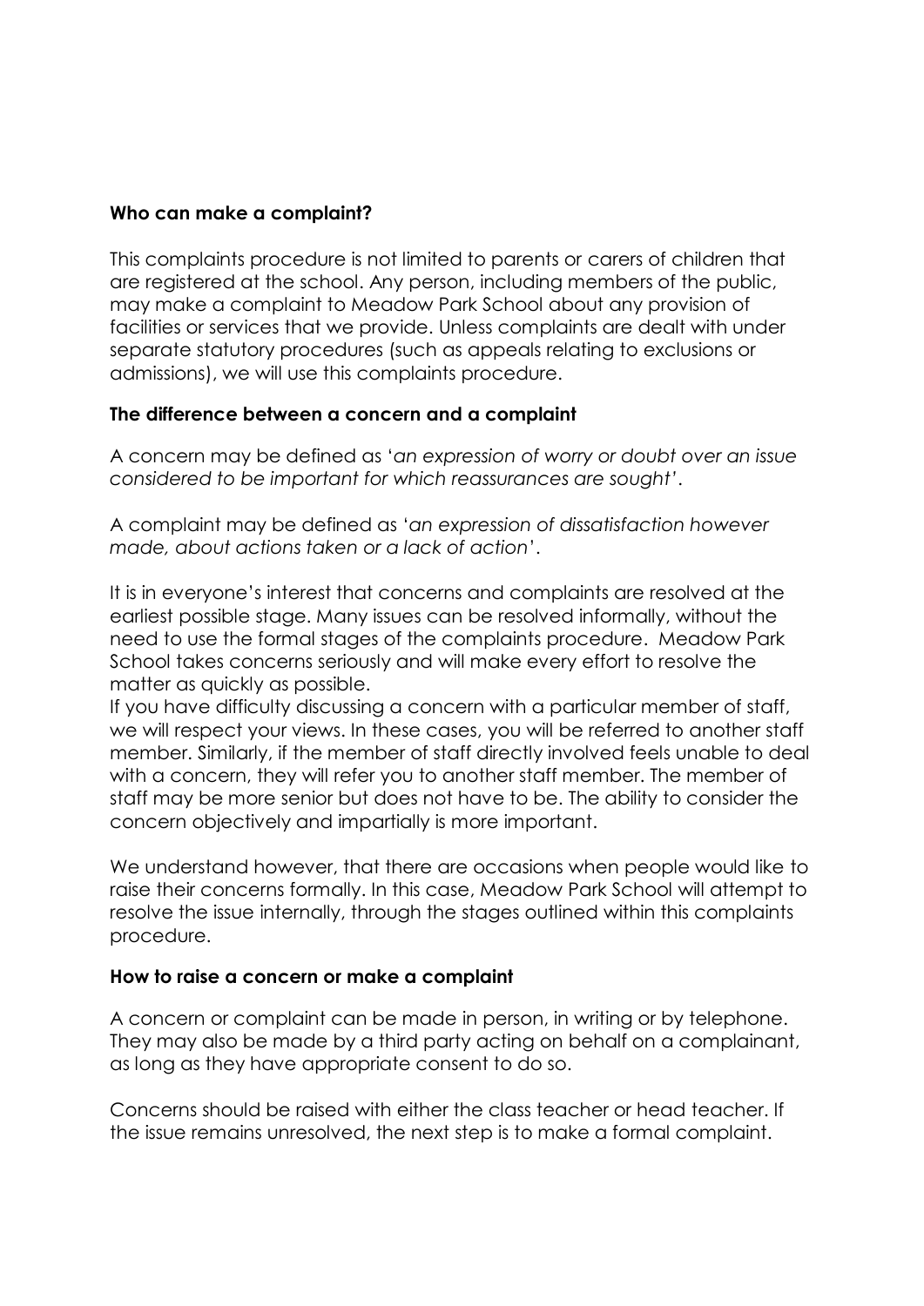### Who can make a complaint?

This complaints procedure is not limited to parents or carers of children that are registered at the school. Any person, including members of the public, may make a complaint to Meadow Park School about any provision of facilities or services that we provide. Unless complaints are dealt with under separate statutory procedures (such as appeals relating to exclusions or admissions), we will use this complaints procedure.

### The difference between a concern and a complaint

A concern may be defined as '*an expression of worry or doubt over an issue considered to be important for which reassurances are sought*'.

A complaint may be defined as '*an expression of dissatisfaction however made, about actions taken or a lack of action*'.

It is in everyone's interest that concerns and complaints are resolved at the earliest possible stage. Many issues can be resolved informally, without the need to use the formal stages of the complaints procedure. Meadow Park School takes concerns seriously and will make every effort to resolve the matter as quickly as possible.
If you have difficulty discussing a concern with a particular member of staff, we will respect your views. In these cases, you will be referred to another staff member. Similarly, if the member of staff directly involved feels unable to deal with a concern, they will refer you to another staff member. The member of staff may be more senior but does not have to be. The ability to consider the concern objectively and impartially is more important.

We understand however, that there are occasions when people would like to raise their concerns formally. In this case, Meadow Park School will attempt to resolve the issue internally, through the stages outlined within this complaints procedure.

### How to raise a concern or make a complaint

A concern or complaint can be made in person, in writing or by telephone. They may also be made by a third party acting on behalf on a complainant, as long as they have appropriate consent to do so.

Concerns should be raised with either the class teacher or head teacher. If the issue remains unresolved, the next step is to make a formal complaint.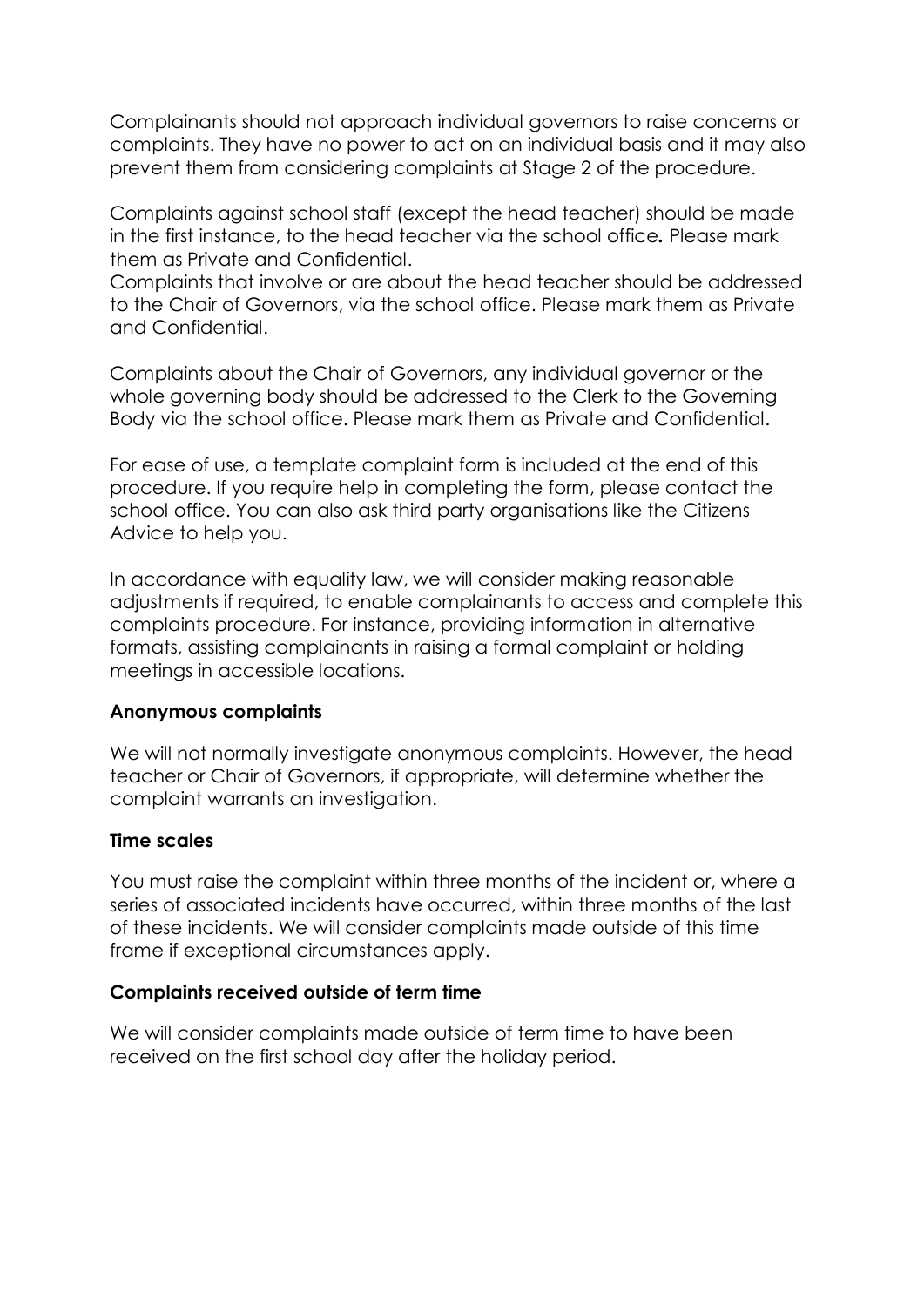Complainants should not approach individual governors to raise concerns or complaints. They have no power to act on an individual basis and it may also prevent them from considering complaints at Stage 2 of the procedure.

Complaints against school staff (except the head teacher) should be made in the first instance, to the head teacher via the school office**.** Please mark them as Private and Confidential.

Complaints that involve or are about the head teacher should be addressed to the Chair of Governors, via the school office. Please mark them as Private and Confidential.

Complaints about the Chair of Governors, any individual governor or the whole governing body should be addressed to the Clerk to the Governing Body via the school office. Please mark them as Private and Confidential.

For ease of use, a template complaint form is included at the end of this procedure. If you require help in completing the form, please contact the school office. You can also ask third party organisations like the Citizens Advice to help you.

In accordance with equality law, we will consider making reasonable adjustments if required, to enable complainants to access and complete this complaints procedure. For instance, providing information in alternative formats, assisting complainants in raising a formal complaint or holding meetings in accessible locations.

**Anonymous complaints**

We will not normally investigate anonymous complaints. However, the head teacher or Chair of Governors, if appropriate, will determine whether the complaint warrants an investigation.

**Time scales**

You must raise the complaint within three months of the incident or, where a series of associated incidents have occurred, within three months of the last of these incidents. We will consider complaints made outside of this time frame if exceptional circumstances apply.

**Complaints received outside of term time**

We will consider complaints made outside of term time to have been received on the first school day after the holiday period.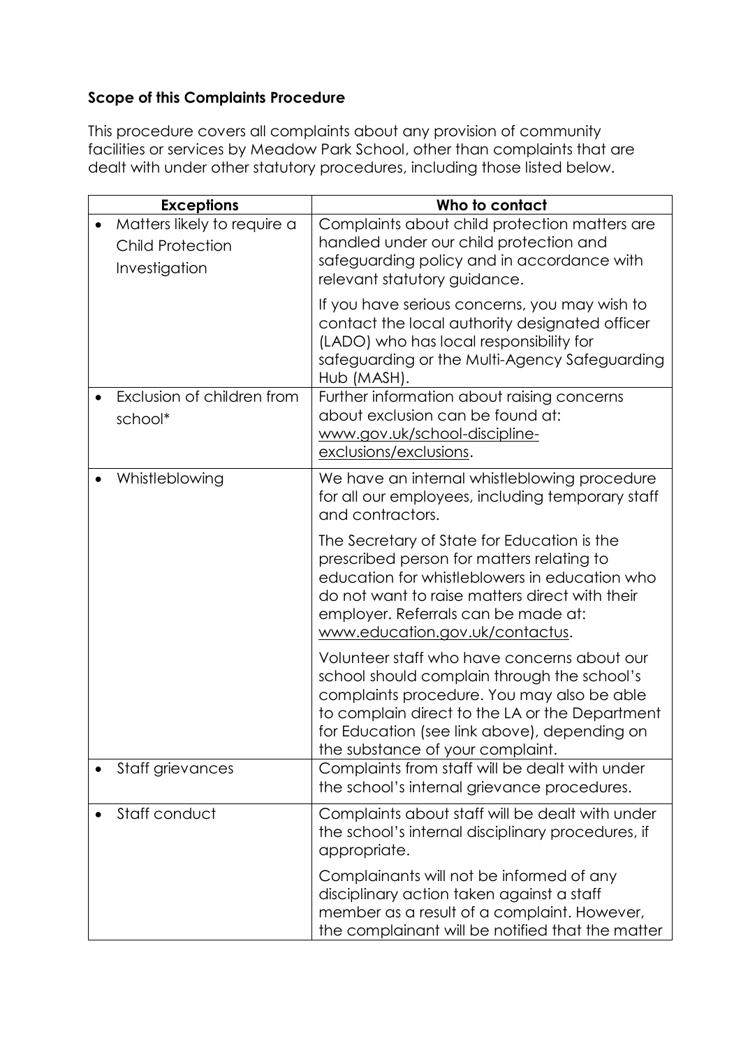**Scope of this Complaints Procedure**

This procedure covers all complaints about any provision of community facilities or services by Meadow Park School, other than complaints that are dealt with under other statutory procedures, including those listed below.

| Exceptions | Who to contact |
|---|---|
| • Matters likely to require a Child Protection Investigation | Complaints about child protection matters are handled under our child protection and safeguarding policy and in accordance with relevant statutory guidance.<br><br>If you have serious concerns, you may wish to contact the local authority designated officer (LADO) who has local responsibility for safeguarding or the Multi-Agency Safeguarding Hub (MASH). |
| • Exclusion of children from school* | Further information about raising concerns about exclusion can be found at: www.gov.uk/school-discipline-exclusions/exclusions. |
| • Whistleblowing | We have an internal whistleblowing procedure for all our employees, including temporary staff and contractors.<br><br>The Secretary of State for Education is the prescribed person for matters relating to education for whistleblowers in education who do not want to raise matters direct with their employer. Referrals can be made at: www.education.gov.uk/contactus.<br><br>Volunteer staff who have concerns about our school should complain through the school's complaints procedure. You may also be able to complain direct to the LA or the Department for Education (see link above), depending on the substance of your complaint. |
| • Staff grievances | Complaints from staff will be dealt with under the school's internal grievance procedures. |
| • Staff conduct | Complaints about staff will be dealt with under the school's internal disciplinary procedures, if appropriate.<br><br>Complainants will not be informed of any disciplinary action taken against a staff member as a result of a complaint. However, the complainant will be notified that the matter |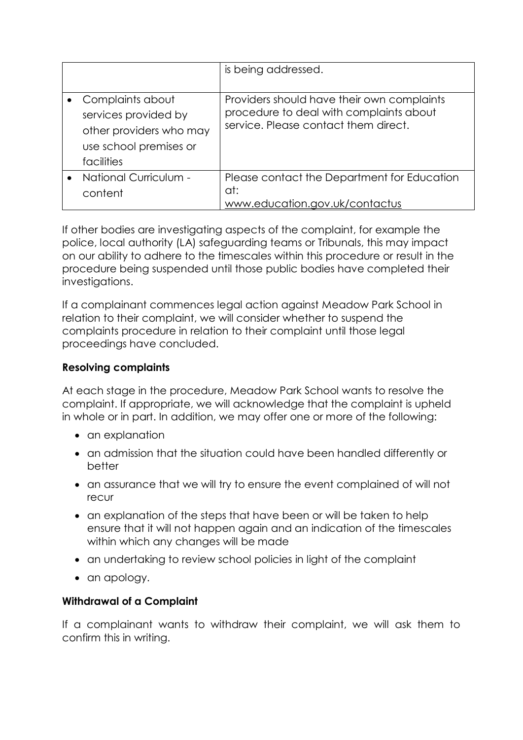| | |
|---|---|
| | is being addressed. |
| • Complaints about services provided by other providers who may use school premises or facilities | Providers should have their own complaints procedure to deal with complaints about service. Please contact them direct. |
| • National Curriculum - content | Please contact the Department for Education at: www.education.gov.uk/contactus |

If other bodies are investigating aspects of the complaint, for example the police, local authority (LA) safeguarding teams or Tribunals, this may impact on our ability to adhere to the timescales within this procedure or result in the procedure being suspended until those public bodies have completed their investigations.

If a complainant commences legal action against Meadow Park School in relation to their complaint, we will consider whether to suspend the complaints procedure in relation to their complaint until those legal proceedings have concluded.

**Resolving complaints**

At each stage in the procedure, Meadow Park School wants to resolve the complaint. If appropriate, we will acknowledge that the complaint is upheld in whole or in part. In addition, we may offer one or more of the following:

- an explanation
- an admission that the situation could have been handled differently or better
- an assurance that we will try to ensure the event complained of will not recur
- an explanation of the steps that have been or will be taken to help ensure that it will not happen again and an indication of the timescales within which any changes will be made
- an undertaking to review school policies in light of the complaint
- an apology.

**Withdrawal of a Complaint**

If a complainant wants to withdraw their complaint, we will ask them to confirm this in writing.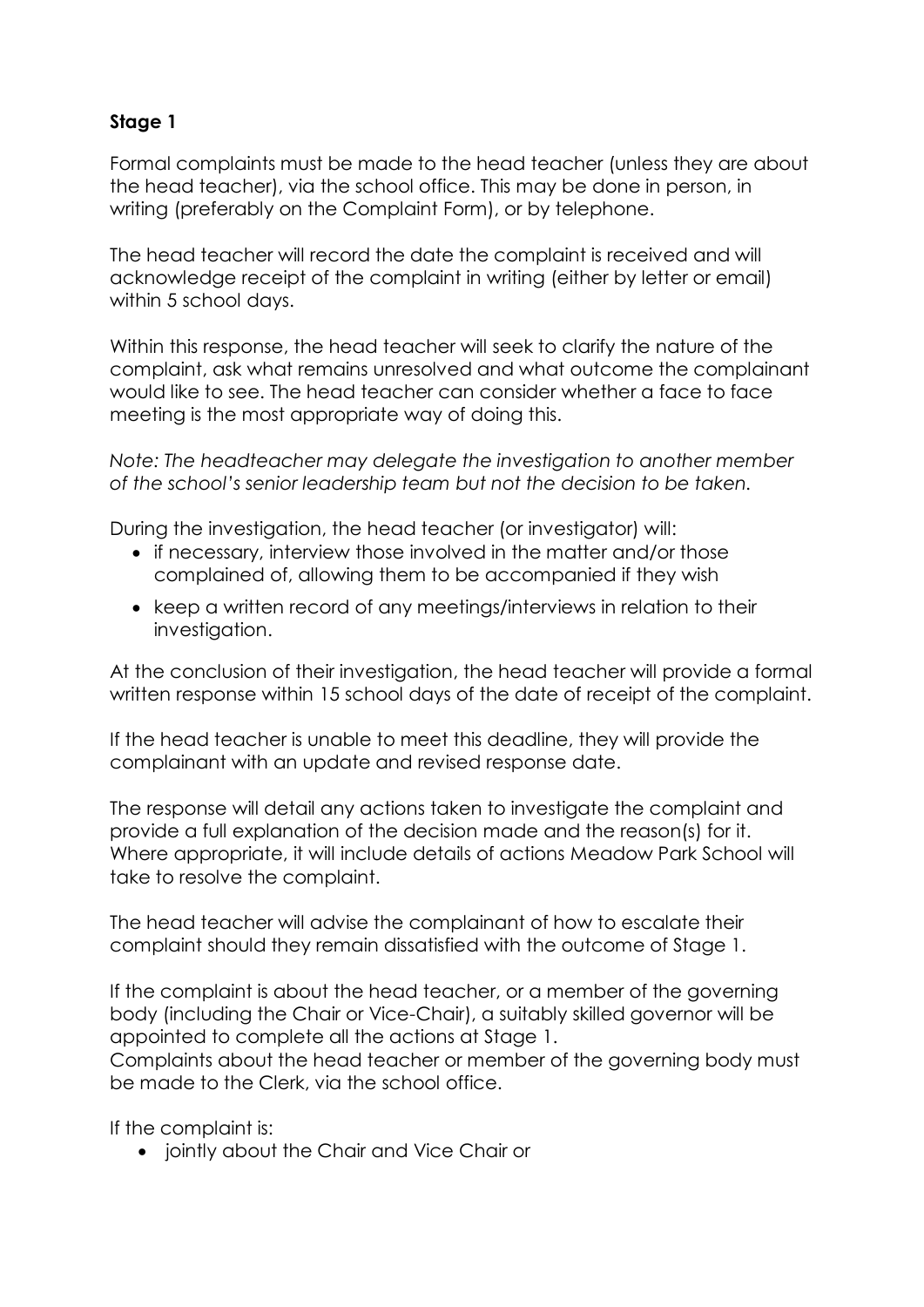## Stage 1

Formal complaints must be made to the head teacher (unless they are about the head teacher), via the school office. This may be done in person, in writing (preferably on the Complaint Form), or by telephone.

The head teacher will record the date the complaint is received and will acknowledge receipt of the complaint in writing (either by letter or email) within 5 school days.

Within this response, the head teacher will seek to clarify the nature of the complaint, ask what remains unresolved and what outcome the complainant would like to see. The head teacher can consider whether a face to face meeting is the most appropriate way of doing this.

*Note: The headteacher may delegate the investigation to another member of the school's senior leadership team but not the decision to be taken.*

During the investigation, the head teacher (or investigator) will:

- if necessary, interview those involved in the matter and/or those complained of, allowing them to be accompanied if they wish
- keep a written record of any meetings/interviews in relation to their investigation.

At the conclusion of their investigation, the head teacher will provide a formal written response within 15 school days of the date of receipt of the complaint.

If the head teacher is unable to meet this deadline, they will provide the complainant with an update and revised response date.

The response will detail any actions taken to investigate the complaint and provide a full explanation of the decision made and the reason(s) for it. Where appropriate, it will include details of actions Meadow Park School will take to resolve the complaint.

The head teacher will advise the complainant of how to escalate their complaint should they remain dissatisfied with the outcome of Stage 1.

If the complaint is about the head teacher, or a member of the governing body (including the Chair or Vice-Chair), a suitably skilled governor will be appointed to complete all the actions at Stage 1.
Complaints about the head teacher or member of the governing body must be made to the Clerk, via the school office.

If the complaint is:

- jointly about the Chair and Vice Chair or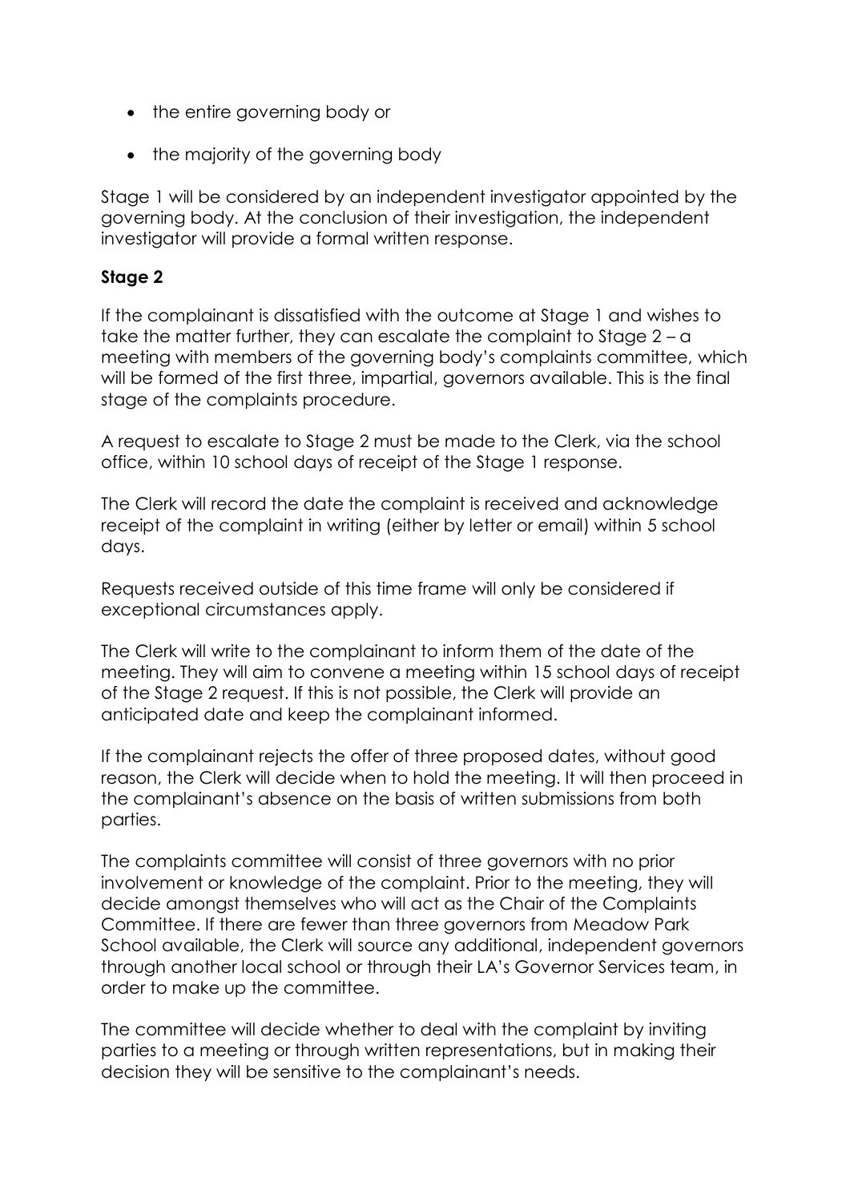- the entire governing body or
- the majority of the governing body

Stage 1 will be considered by an independent investigator appointed by the governing body. At the conclusion of their investigation, the independent investigator will provide a formal written response.

**Stage 2**

If the complainant is dissatisfied with the outcome at Stage 1 and wishes to take the matter further, they can escalate the complaint to Stage 2 – a meeting with members of the governing body's complaints committee, which will be formed of the first three, impartial, governors available. This is the final stage of the complaints procedure.

A request to escalate to Stage 2 must be made to the Clerk, via the school office, within 10 school days of receipt of the Stage 1 response.

The Clerk will record the date the complaint is received and acknowledge receipt of the complaint in writing (either by letter or email) within 5 school days.

Requests received outside of this time frame will only be considered if exceptional circumstances apply.

The Clerk will write to the complainant to inform them of the date of the meeting. They will aim to convene a meeting within 15 school days of receipt of the Stage 2 request. If this is not possible, the Clerk will provide an anticipated date and keep the complainant informed.

If the complainant rejects the offer of three proposed dates, without good reason, the Clerk will decide when to hold the meeting. It will then proceed in the complainant's absence on the basis of written submissions from both parties.

The complaints committee will consist of three governors with no prior involvement or knowledge of the complaint. Prior to the meeting, they will decide amongst themselves who will act as the Chair of the Complaints Committee. If there are fewer than three governors from Meadow Park School available, the Clerk will source any additional, independent governors through another local school or through their LA's Governor Services team, in order to make up the committee.

The committee will decide whether to deal with the complaint by inviting parties to a meeting or through written representations, but in making their decision they will be sensitive to the complainant's needs.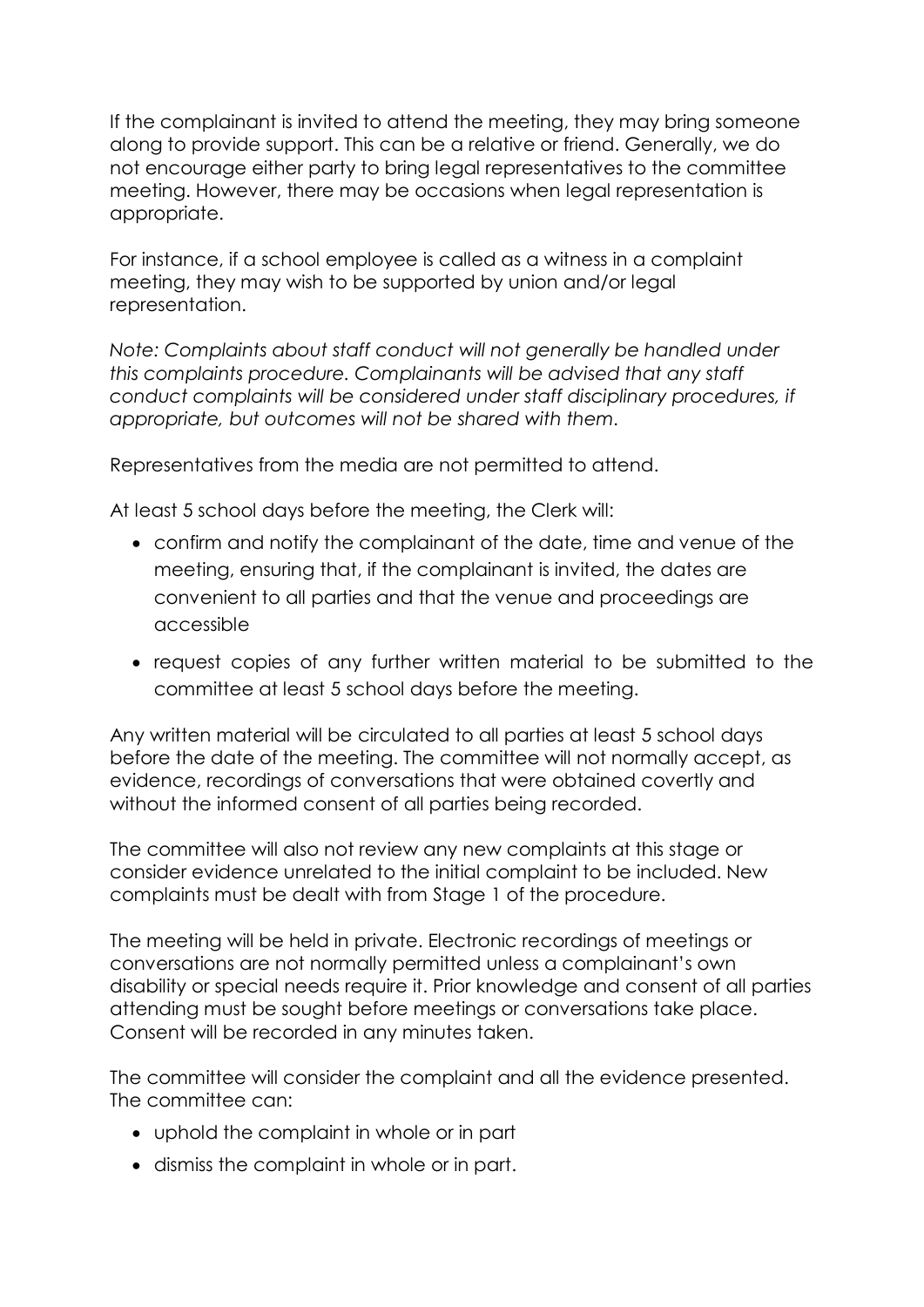If the complainant is invited to attend the meeting, they may bring someone along to provide support. This can be a relative or friend. Generally, we do not encourage either party to bring legal representatives to the committee meeting. However, there may be occasions when legal representation is appropriate.

For instance, if a school employee is called as a witness in a complaint meeting, they may wish to be supported by union and/or legal representation.

*Note: Complaints about staff conduct will not generally be handled under this complaints procedure. Complainants will be advised that any staff conduct complaints will be considered under staff disciplinary procedures, if appropriate, but outcomes will not be shared with them.*

Representatives from the media are not permitted to attend.

At least 5 school days before the meeting, the Clerk will:

- confirm and notify the complainant of the date, time and venue of the meeting, ensuring that, if the complainant is invited, the dates are convenient to all parties and that the venue and proceedings are accessible
- request copies of any further written material to be submitted to the committee at least 5 school days before the meeting.

Any written material will be circulated to all parties at least 5 school days before the date of the meeting. The committee will not normally accept, as evidence, recordings of conversations that were obtained covertly and without the informed consent of all parties being recorded.

The committee will also not review any new complaints at this stage or consider evidence unrelated to the initial complaint to be included. New complaints must be dealt with from Stage 1 of the procedure.

The meeting will be held in private. Electronic recordings of meetings or conversations are not normally permitted unless a complainant's own disability or special needs require it. Prior knowledge and consent of all parties attending must be sought before meetings or conversations take place. Consent will be recorded in any minutes taken.

The committee will consider the complaint and all the evidence presented. The committee can:

- uphold the complaint in whole or in part
- dismiss the complaint in whole or in part.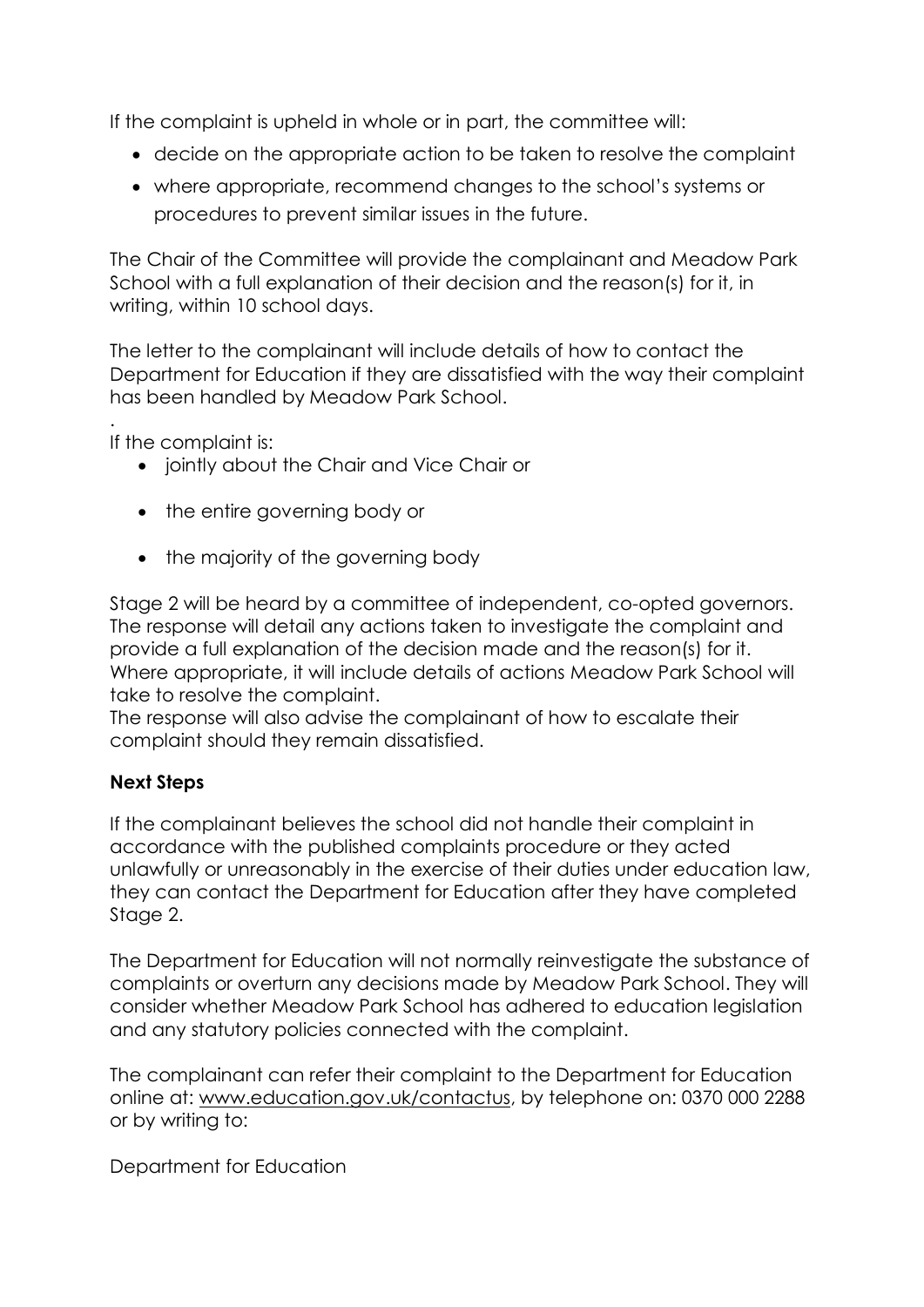If the complaint is upheld in whole or in part, the committee will:

- decide on the appropriate action to be taken to resolve the complaint
- where appropriate, recommend changes to the school's systems or procedures to prevent similar issues in the future.

The Chair of the Committee will provide the complainant and Meadow Park School with a full explanation of their decision and the reason(s) for it, in writing, within 10 school days.

The letter to the complainant will include details of how to contact the Department for Education if they are dissatisfied with the way their complaint has been handled by Meadow Park School.

.
If the complaint is:

- jointly about the Chair and Vice Chair or
- the entire governing body or
- the majority of the governing body

Stage 2 will be heard by a committee of independent, co-opted governors. The response will detail any actions taken to investigate the complaint and provide a full explanation of the decision made and the reason(s) for it. Where appropriate, it will include details of actions Meadow Park School will take to resolve the complaint.
The response will also advise the complainant of how to escalate their complaint should they remain dissatisfied.

**Next Steps**

If the complainant believes the school did not handle their complaint in accordance with the published complaints procedure or they acted unlawfully or unreasonably in the exercise of their duties under education law, they can contact the Department for Education after they have completed Stage 2.

The Department for Education will not normally reinvestigate the substance of complaints or overturn any decisions made by Meadow Park School. They will consider whether Meadow Park School has adhered to education legislation and any statutory policies connected with the complaint.

The complainant can refer their complaint to the Department for Education online at: www.education.gov.uk/contactus, by telephone on: 0370 000 2288 or by writing to:

Department for Education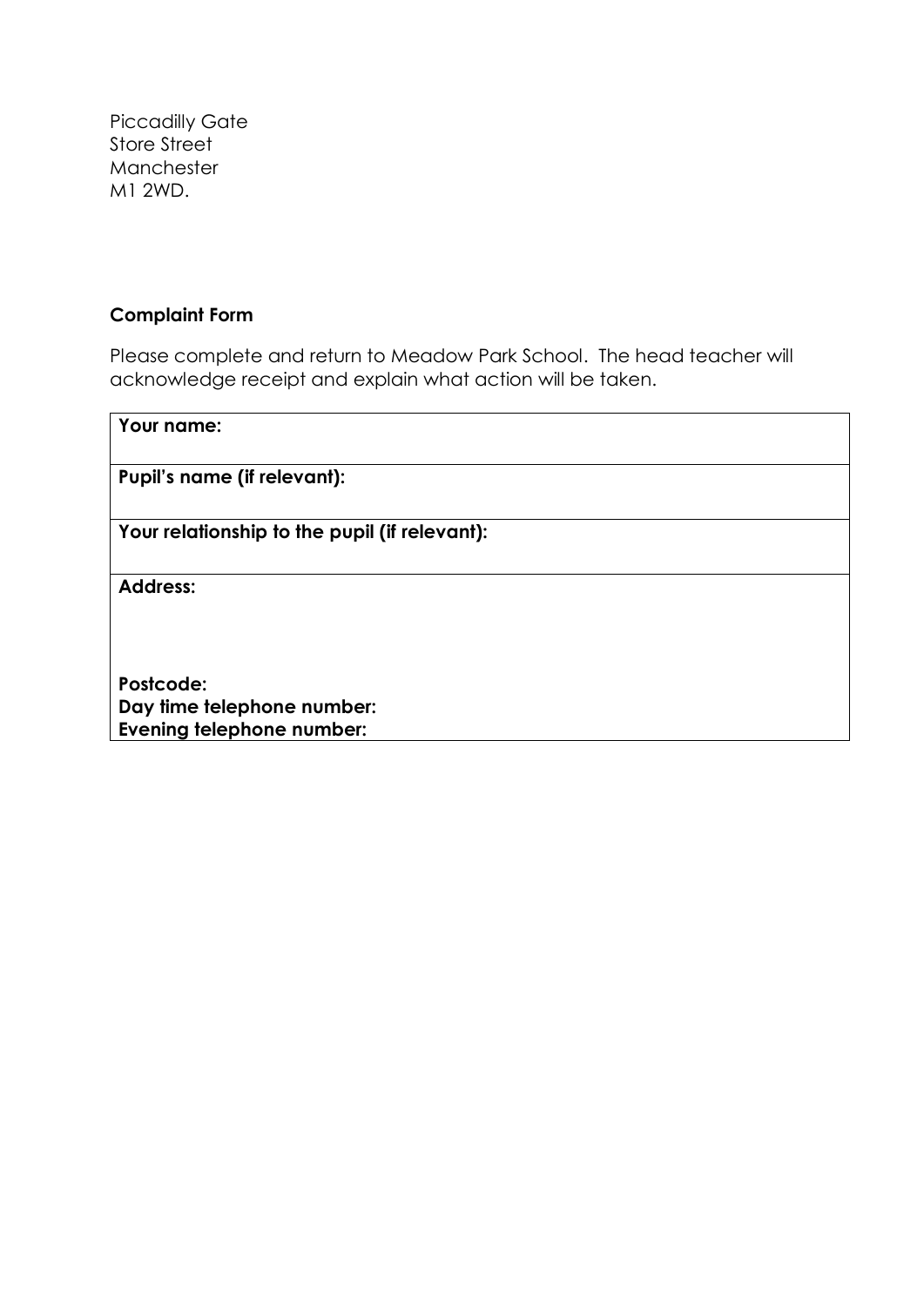Piccadilly Gate
Store Street
Manchester
M1 2WD.

**Complaint Form**

Please complete and return to Meadow Park School. The head teacher will acknowledge receipt and explain what action will be taken.

| **Your name:** |
|---|
| **Pupil's name (if relevant):** |
| **Your relationship to the pupil (if relevant):** |
| **Address:**<br><br><br>**Postcode:**<br>**Day time telephone number:**<br>**Evening telephone number:** |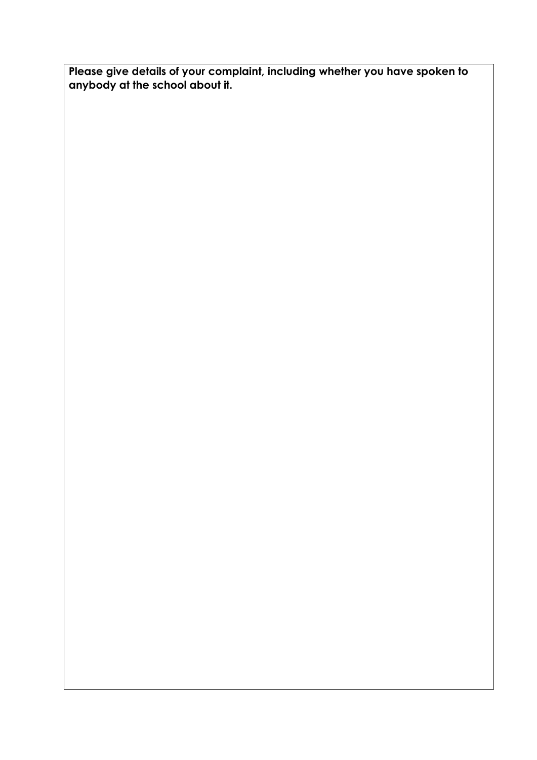**Please give details of your complaint, including whether you have spoken to anybody at the school about it.**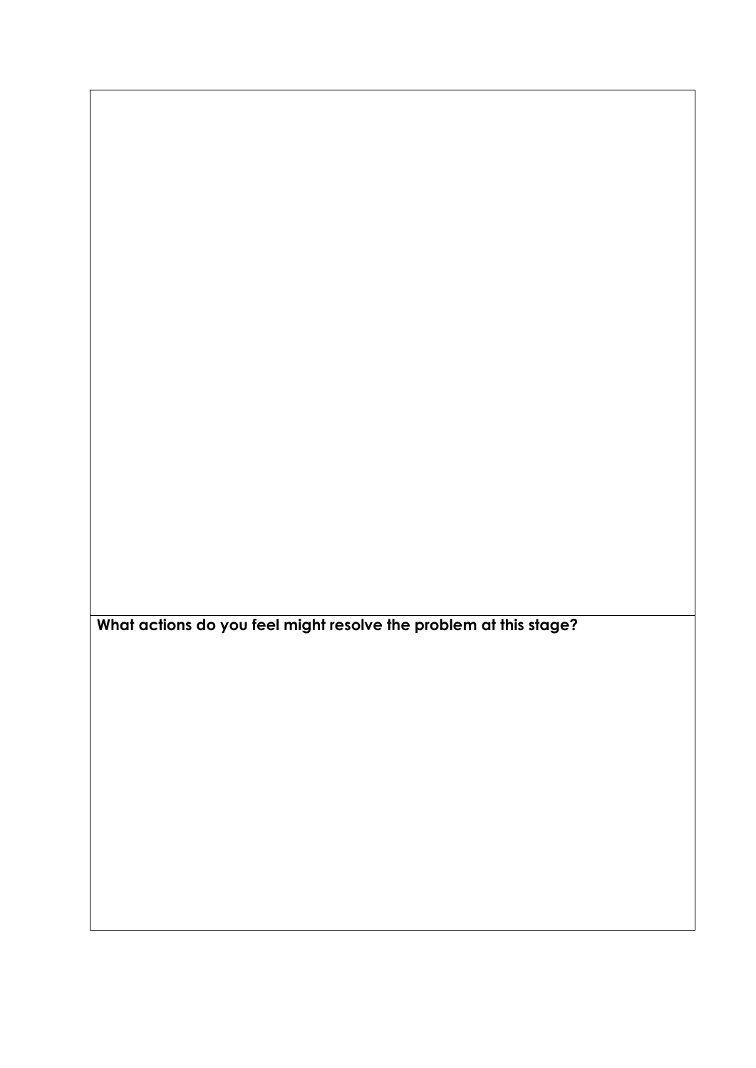**What actions do you feel might resolve the problem at this stage?**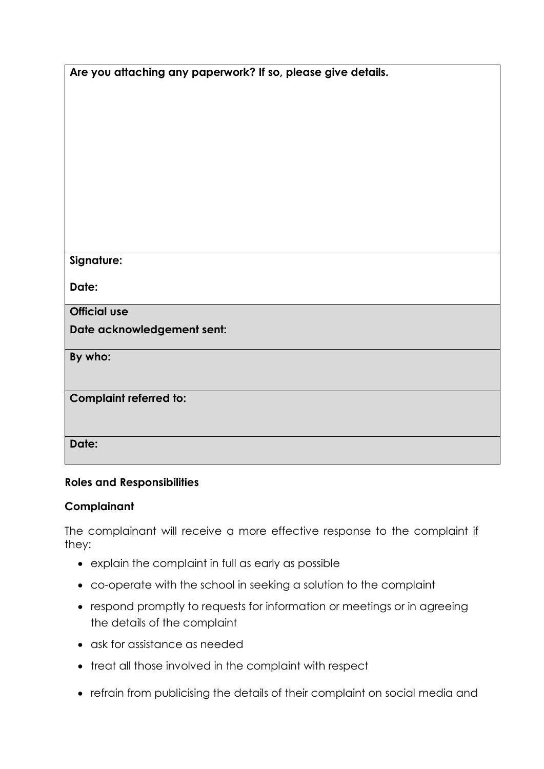| Are you attaching any paperwork? If so, please give details. |
| --- |
| **Signature:**<br><br>**Date:** |
| **Official use**<br>**Date acknowledgement sent:** |
| **By who:** |
| **Complaint referred to:** |
| **Date:** |

**Roles and Responsibilities**

**Complainant**

The complainant will receive a more effective response to the complaint if they:

- explain the complaint in full as early as possible
- co-operate with the school in seeking a solution to the complaint
- respond promptly to requests for information or meetings or in agreeing the details of the complaint
- ask for assistance as needed
- treat all those involved in the complaint with respect
- refrain from publicising the details of their complaint on social media and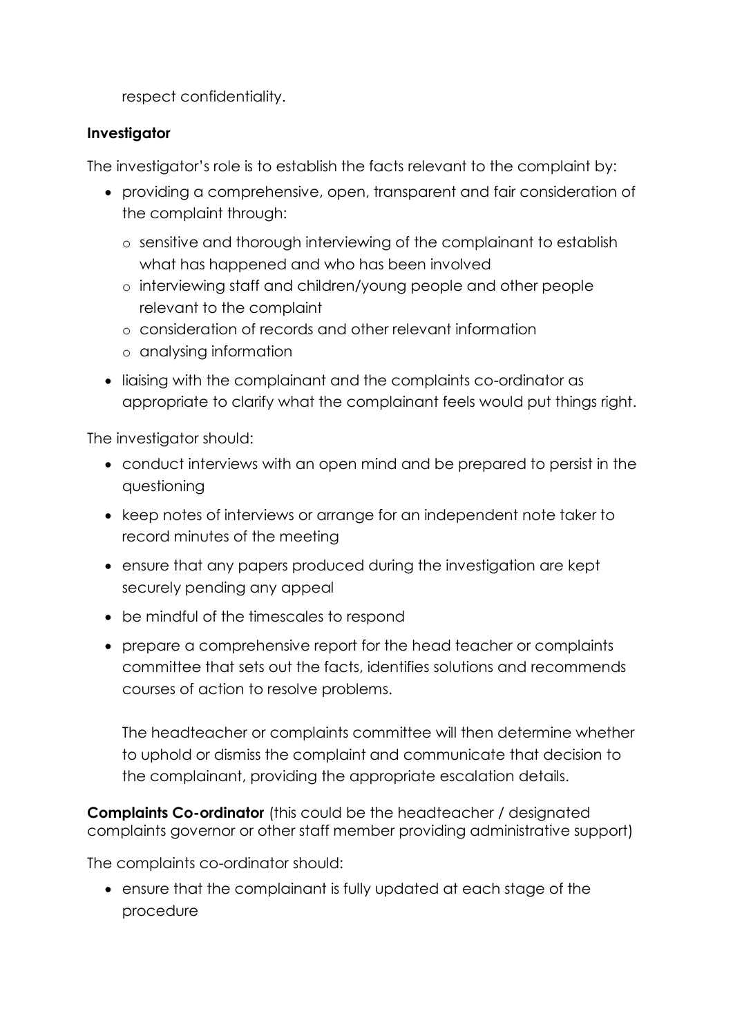respect confidentiality.

**Investigator**

The investigator's role is to establish the facts relevant to the complaint by:

- providing a comprehensive, open, transparent and fair consideration of the complaint through:
  - sensitive and thorough interviewing of the complainant to establish what has happened and who has been involved
  - interviewing staff and children/young people and other people relevant to the complaint
  - consideration of records and other relevant information
  - analysing information
- liaising with the complainant and the complaints co-ordinator as appropriate to clarify what the complainant feels would put things right.

The investigator should:

- conduct interviews with an open mind and be prepared to persist in the questioning
- keep notes of interviews or arrange for an independent note taker to record minutes of the meeting
- ensure that any papers produced during the investigation are kept securely pending any appeal
- be mindful of the timescales to respond
- prepare a comprehensive report for the head teacher or complaints committee that sets out the facts, identifies solutions and recommends courses of action to resolve problems.

  The headteacher or complaints committee will then determine whether to uphold or dismiss the complaint and communicate that decision to the complainant, providing the appropriate escalation details.

**Complaints Co-ordinator** (this could be the headteacher / designated complaints governor or other staff member providing administrative support)

The complaints co-ordinator should:

- ensure that the complainant is fully updated at each stage of the procedure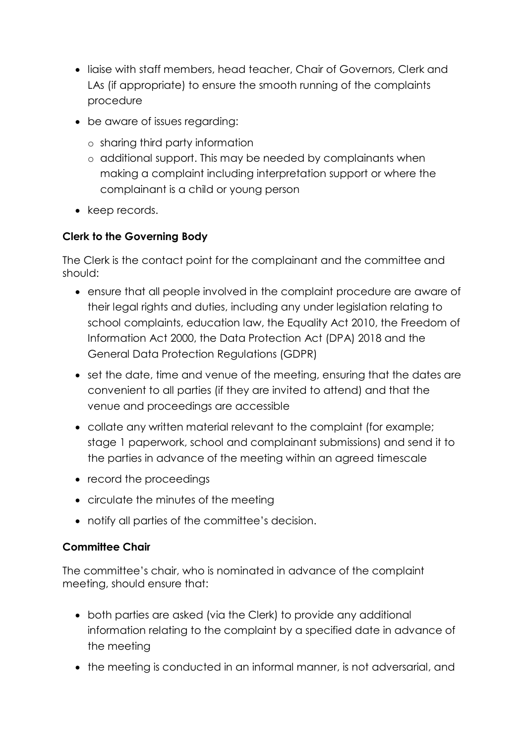- liaise with staff members, head teacher, Chair of Governors, Clerk and LAs (if appropriate) to ensure the smooth running of the complaints procedure
- be aware of issues regarding:
  - sharing third party information
  - additional support. This may be needed by complainants when making a complaint including interpretation support or where the complainant is a child or young person
- keep records.

**Clerk to the Governing Body**

The Clerk is the contact point for the complainant and the committee and should:

- ensure that all people involved in the complaint procedure are aware of their legal rights and duties, including any under legislation relating to school complaints, education law, the Equality Act 2010, the Freedom of Information Act 2000, the Data Protection Act (DPA) 2018 and the General Data Protection Regulations (GDPR)
- set the date, time and venue of the meeting, ensuring that the dates are convenient to all parties (if they are invited to attend) and that the venue and proceedings are accessible
- collate any written material relevant to the complaint (for example; stage 1 paperwork, school and complainant submissions) and send it to the parties in advance of the meeting within an agreed timescale
- record the proceedings
- circulate the minutes of the meeting
- notify all parties of the committee's decision.

**Committee Chair**

The committee's chair, who is nominated in advance of the complaint meeting, should ensure that:

- both parties are asked (via the Clerk) to provide any additional information relating to the complaint by a specified date in advance of the meeting
- the meeting is conducted in an informal manner, is not adversarial, and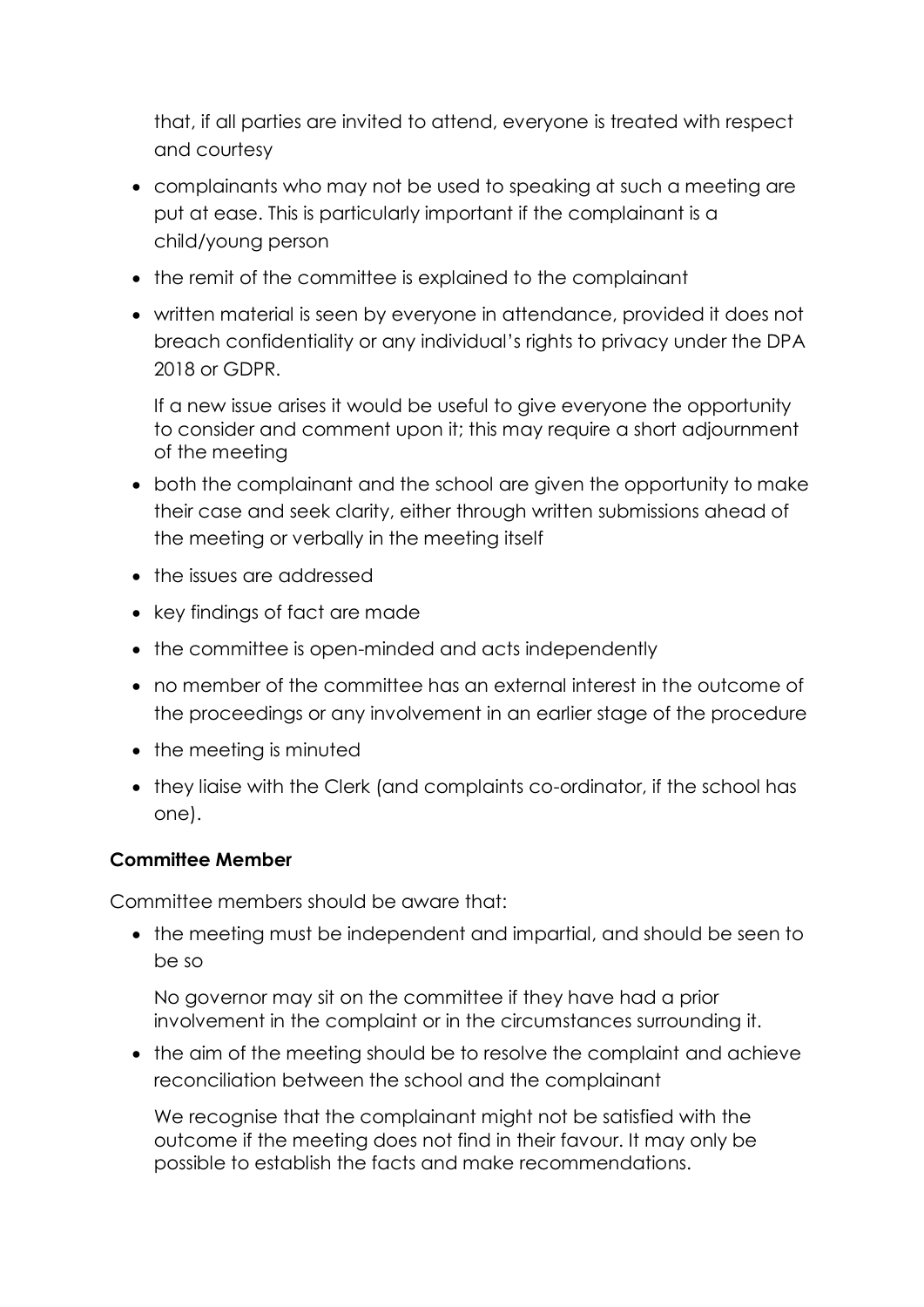that, if all parties are invited to attend, everyone is treated with respect and courtesy

- complainants who may not be used to speaking at such a meeting are put at ease. This is particularly important if the complainant is a child/young person
- the remit of the committee is explained to the complainant
- written material is seen by everyone in attendance, provided it does not breach confidentiality or any individual's rights to privacy under the DPA 2018 or GDPR.

  If a new issue arises it would be useful to give everyone the opportunity to consider and comment upon it; this may require a short adjournment of the meeting
- both the complainant and the school are given the opportunity to make their case and seek clarity, either through written submissions ahead of the meeting or verbally in the meeting itself
- the issues are addressed
- key findings of fact are made
- the committee is open-minded and acts independently
- no member of the committee has an external interest in the outcome of the proceedings or any involvement in an earlier stage of the procedure
- the meeting is minuted
- they liaise with the Clerk (and complaints co-ordinator, if the school has one).

**Committee Member**

Committee members should be aware that:

- the meeting must be independent and impartial, and should be seen to be so

  No governor may sit on the committee if they have had a prior involvement in the complaint or in the circumstances surrounding it.
- the aim of the meeting should be to resolve the complaint and achieve reconciliation between the school and the complainant

  We recognise that the complainant might not be satisfied with the outcome if the meeting does not find in their favour. It may only be possible to establish the facts and make recommendations.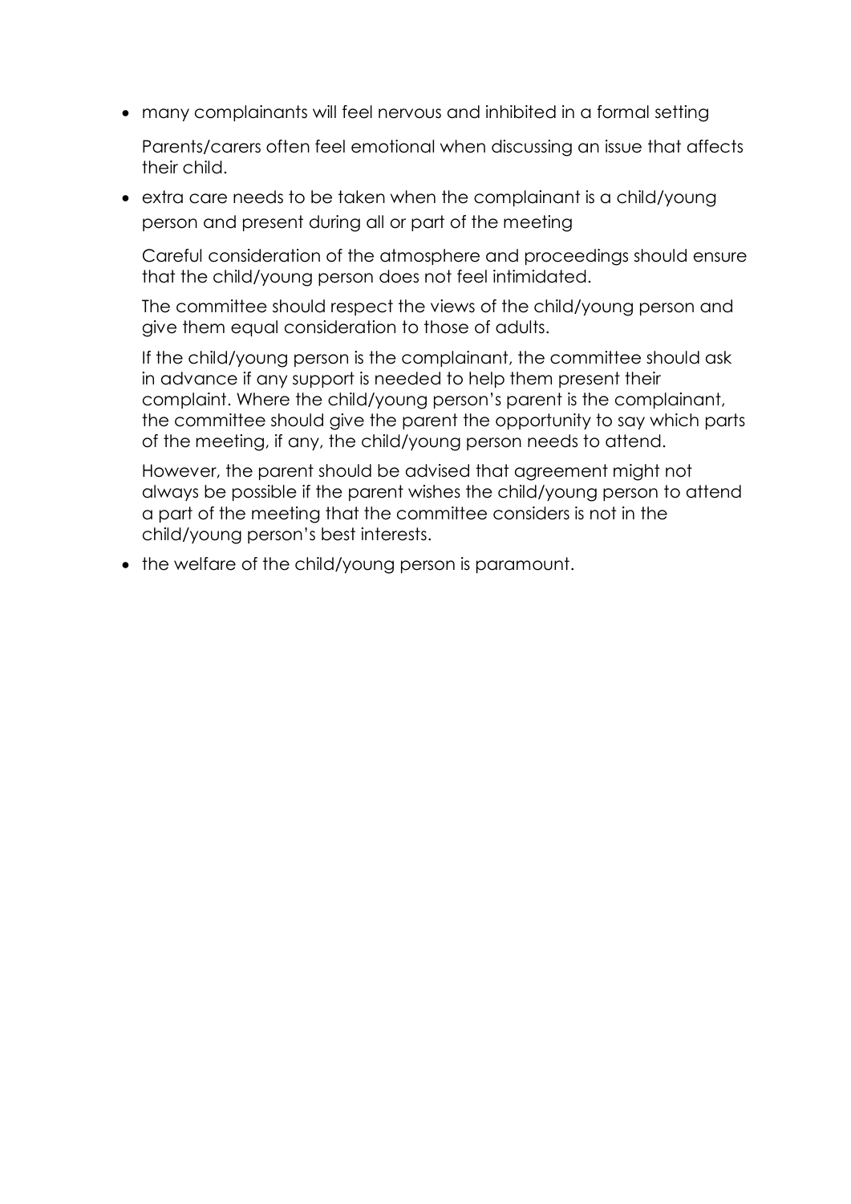- many complainants will feel nervous and inhibited in a formal setting

  Parents/carers often feel emotional when discussing an issue that affects their child.

- extra care needs to be taken when the complainant is a child/young person and present during all or part of the meeting

  Careful consideration of the atmosphere and proceedings should ensure that the child/young person does not feel intimidated.

  The committee should respect the views of the child/young person and give them equal consideration to those of adults.

  If the child/young person is the complainant, the committee should ask in advance if any support is needed to help them present their complaint. Where the child/young person's parent is the complainant, the committee should give the parent the opportunity to say which parts of the meeting, if any, the child/young person needs to attend.

  However, the parent should be advised that agreement might not always be possible if the parent wishes the child/young person to attend a part of the meeting that the committee considers is not in the child/young person's best interests.

- the welfare of the child/young person is paramount.